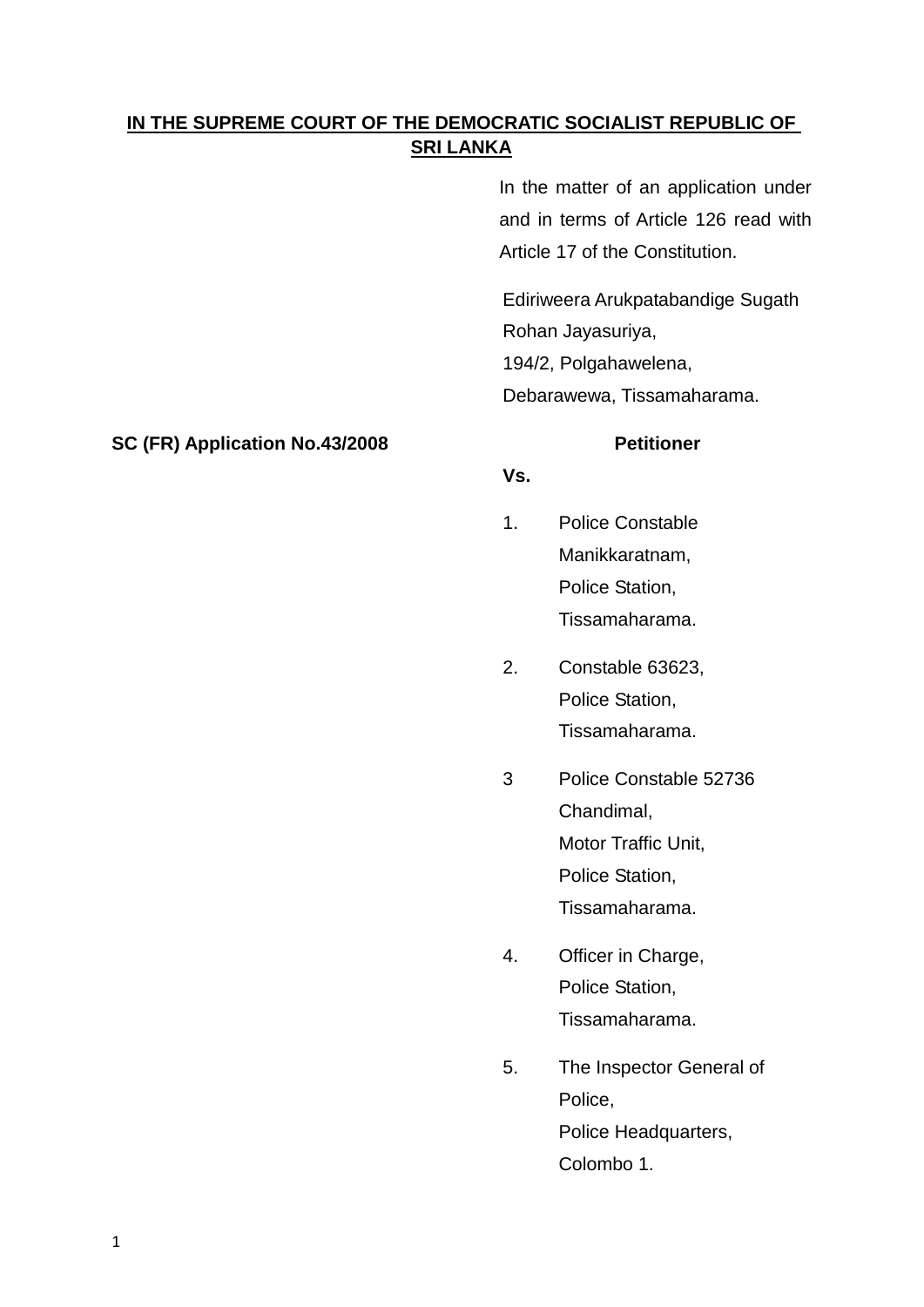**IN THE SUPREME COURT OF THE DEMOCRATIC SOCIALIST REPUBLIC OF SRI LANKA**

In the matter of an application under and in terms of Article 126 read with Article 17 of the Constitution.

Ediriweera Arukpatabandige Sugath Rohan Jayasuriya,
194/2, Polgahawelena,
Debarawewa, Tissamaharama.

**SC (FR) Application No.43/2008**

**Petitioner**

**Vs.**

1. Police Constable Manikkaratnam,
   Police Station,
   Tissamaharama.

2. Constable 63623,
   Police Station,
   Tissamaharama.

3. Police Constable 52736 Chandimal,
   Motor Traffic Unit,
   Police Station,
   Tissamaharama.

4. Officer in Charge,
   Police Station,
   Tissamaharama.

5. The Inspector General of Police,
   Police Headquarters,
   Colombo 1.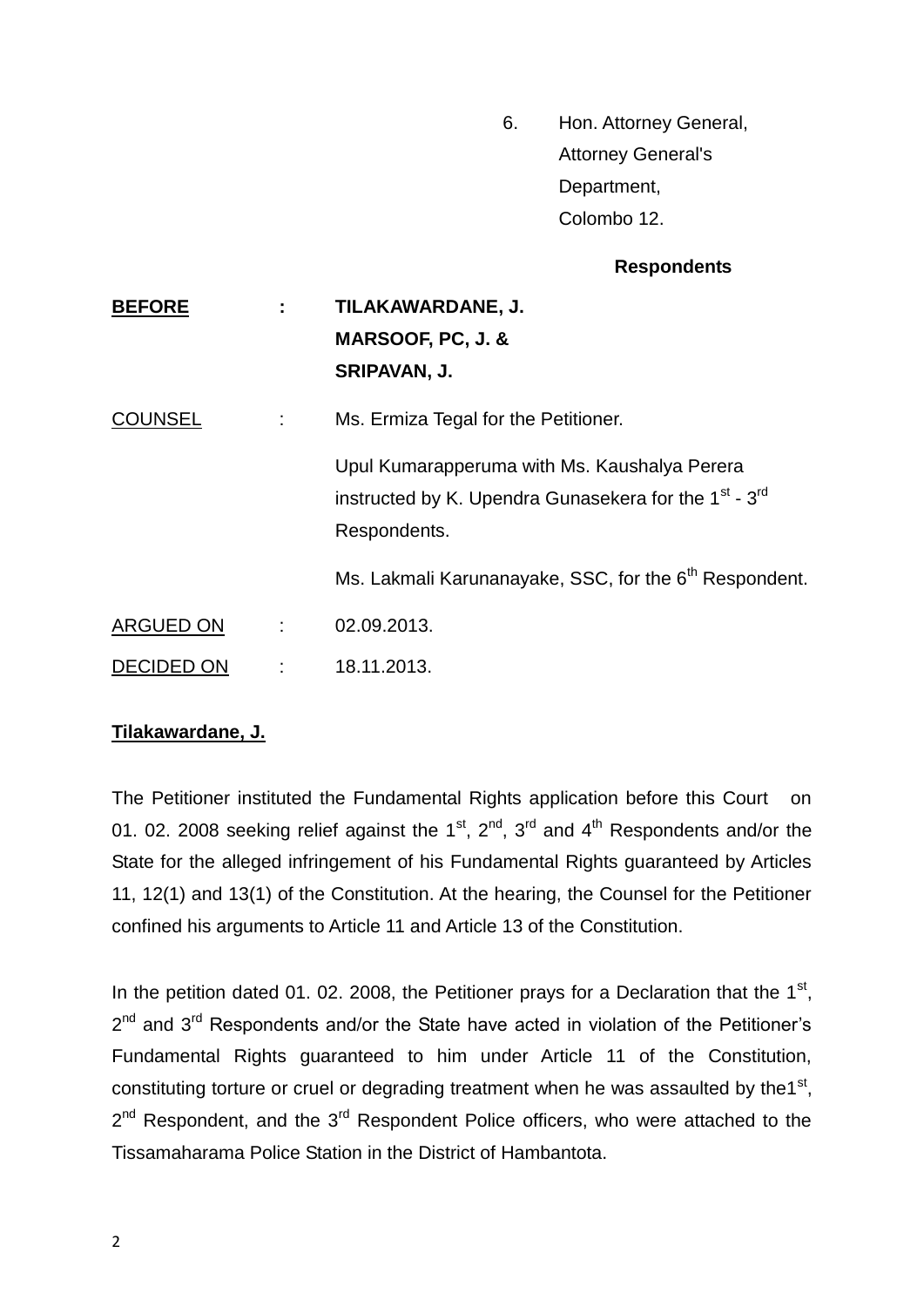6. Hon. Attorney General,
   Attorney General's
   Department,
   Colombo 12.

**Respondents**

| | | |
|---|---|---|
| **BEFORE** | **:** | **TILAKAWARDANE, J.**<br>**MARSOOF, PC, J. &**<br>**SRIPAVAN, J.** |
| COUNSEL | : | Ms. Ermiza Tegal for the Petitioner.<br><br>Upul Kumarapperuma with Ms. Kaushalya Perera instructed by K. Upendra Gunasekera for the 1st - 3rd Respondents.<br><br>Ms. Lakmali Karunanayake, SSC, for the 6th Respondent. |
| ARGUED ON | : | 02.09.2013. |
| DECIDED ON | : | 18.11.2013. |

**Tilakawardane, J.**

The Petitioner instituted the Fundamental Rights application before this Court on 01. 02. 2008 seeking relief against the 1st, 2nd, 3rd and 4th Respondents and/or the State for the alleged infringement of his Fundamental Rights guaranteed by Articles 11, 12(1) and 13(1) of the Constitution. At the hearing, the Counsel for the Petitioner confined his arguments to Article 11 and Article 13 of the Constitution.

In the petition dated 01. 02. 2008, the Petitioner prays for a Declaration that the 1st, 2nd and 3rd Respondents and/or the State have acted in violation of the Petitioner's Fundamental Rights guaranteed to him under Article 11 of the Constitution, constituting torture or cruel or degrading treatment when he was assaulted by the1st, 2nd Respondent, and the 3rd Respondent Police officers, who were attached to the Tissamaharama Police Station in the District of Hambantota.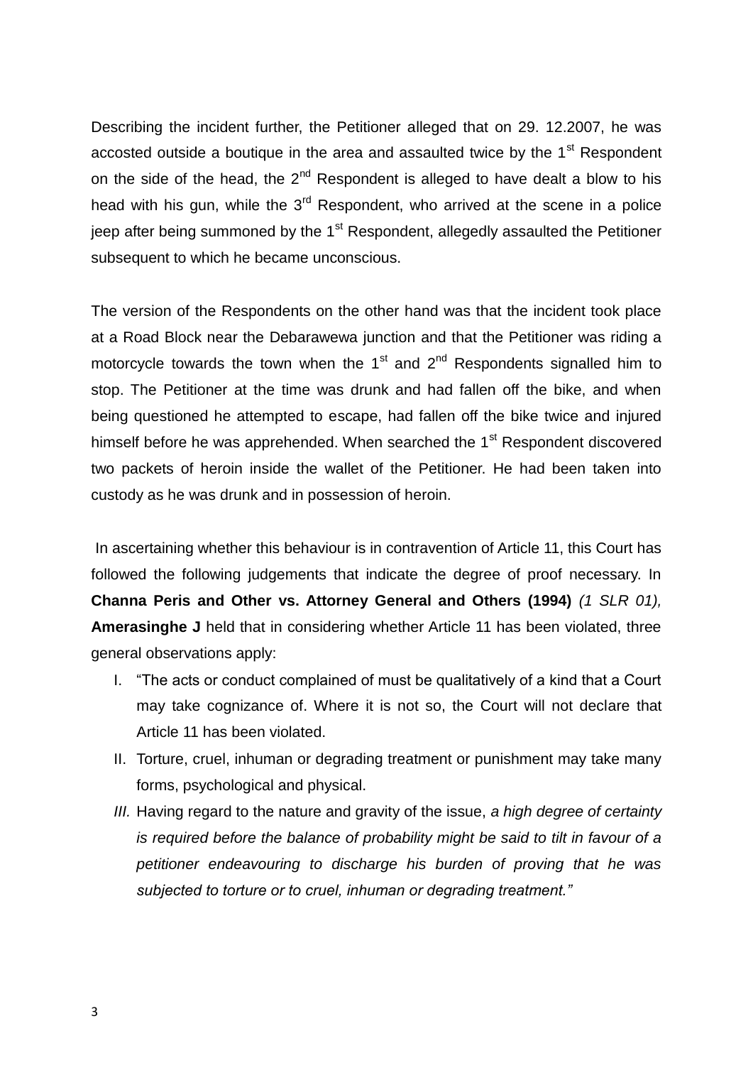Describing the incident further, the Petitioner alleged that on 29. 12.2007, he was accosted outside a boutique in the area and assaulted twice by the 1st Respondent on the side of the head, the 2nd Respondent is alleged to have dealt a blow to his head with his gun, while the 3rd Respondent, who arrived at the scene in a police jeep after being summoned by the 1st Respondent, allegedly assaulted the Petitioner subsequent to which he became unconscious.

The version of the Respondents on the other hand was that the incident took place at a Road Block near the Debarawewa junction and that the Petitioner was riding a motorcycle towards the town when the 1st and 2nd Respondents signalled him to stop. The Petitioner at the time was drunk and had fallen off the bike, and when being questioned he attempted to escape, had fallen off the bike twice and injured himself before he was apprehended. When searched the 1st Respondent discovered two packets of heroin inside the wallet of the Petitioner. He had been taken into custody as he was drunk and in possession of heroin.

In ascertaining whether this behaviour is in contravention of Article 11, this Court has followed the following judgements that indicate the degree of proof necessary. In **Channa Peris and Other vs. Attorney General and Others (1994)** *(1 SLR 01),* **Amerasinghe J** held that in considering whether Article 11 has been violated, three general observations apply:

I. "The acts or conduct complained of must be qualitatively of a kind that a Court may take cognizance of. Where it is not so, the Court will not declare that Article 11 has been violated.
II. Torture, cruel, inhuman or degrading treatment or punishment may take many forms, psychological and physical.
III. Having regard to the nature and gravity of the issue, *a high degree of certainty is required before the balance of probability might be said to tilt in favour of a petitioner endeavouring to discharge his burden of proving that he was subjected to torture or to cruel, inhuman or degrading treatment."*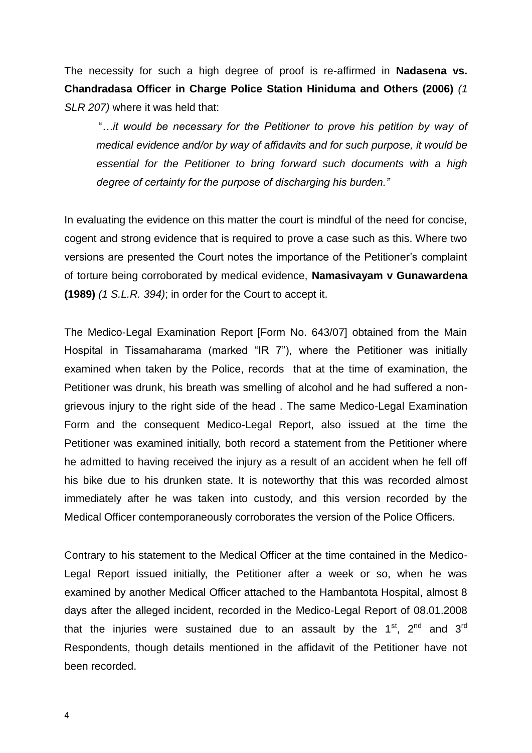The necessity for such a high degree of proof is re-affirmed in **Nadasena vs. Chandradasa Officer in Charge Police Station Hiniduma and Others (2006)** *(1 SLR 207)* where it was held that:

> "*…it would be necessary for the Petitioner to prove his petition by way of medical evidence and/or by way of affidavits and for such purpose, it would be essential for the Petitioner to bring forward such documents with a high degree of certainty for the purpose of discharging his burden.*"

In evaluating the evidence on this matter the court is mindful of the need for concise, cogent and strong evidence that is required to prove a case such as this. Where two versions are presented the Court notes the importance of the Petitioner's complaint of torture being corroborated by medical evidence, **Namasivayam v Gunawardena (1989)** *(1 S.L.R. 394)*; in order for the Court to accept it.

The Medico-Legal Examination Report [Form No. 643/07] obtained from the Main Hospital in Tissamaharama (marked "IR 7"), where the Petitioner was initially examined when taken by the Police, records that at the time of examination, the Petitioner was drunk, his breath was smelling of alcohol and he had suffered a non-grievous injury to the right side of the head . The same Medico-Legal Examination Form and the consequent Medico-Legal Report, also issued at the time the Petitioner was examined initially, both record a statement from the Petitioner where he admitted to having received the injury as a result of an accident when he fell off his bike due to his drunken state. It is noteworthy that this was recorded almost immediately after he was taken into custody, and this version recorded by the Medical Officer contemporaneously corroborates the version of the Police Officers.

Contrary to his statement to the Medical Officer at the time contained in the Medico-Legal Report issued initially, the Petitioner after a week or so, when he was examined by another Medical Officer attached to the Hambantota Hospital, almost 8 days after the alleged incident, recorded in the Medico-Legal Report of 08.01.2008 that the injuries were sustained due to an assault by the 1st, 2nd and 3rd Respondents, though details mentioned in the affidavit of the Petitioner have not been recorded.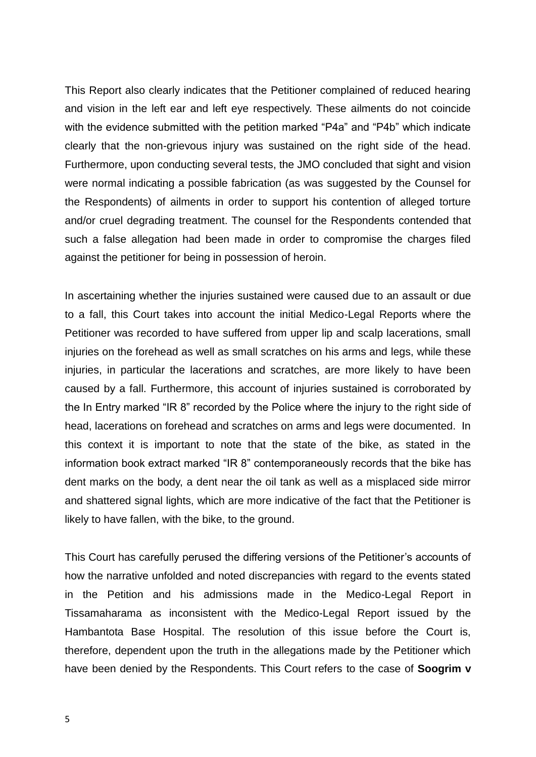This Report also clearly indicates that the Petitioner complained of reduced hearing and vision in the left ear and left eye respectively. These ailments do not coincide with the evidence submitted with the petition marked "P4a" and "P4b" which indicate clearly that the non-grievous injury was sustained on the right side of the head. Furthermore, upon conducting several tests, the JMO concluded that sight and vision were normal indicating a possible fabrication (as was suggested by the Counsel for the Respondents) of ailments in order to support his contention of alleged torture and/or cruel degrading treatment. The counsel for the Respondents contended that such a false allegation had been made in order to compromise the charges filed against the petitioner for being in possession of heroin.

In ascertaining whether the injuries sustained were caused due to an assault or due to a fall, this Court takes into account the initial Medico-Legal Reports where the Petitioner was recorded to have suffered from upper lip and scalp lacerations, small injuries on the forehead as well as small scratches on his arms and legs, while these injuries, in particular the lacerations and scratches, are more likely to have been caused by a fall. Furthermore, this account of injuries sustained is corroborated by the In Entry marked "IR 8" recorded by the Police where the injury to the right side of head, lacerations on forehead and scratches on arms and legs were documented. In this context it is important to note that the state of the bike, as stated in the information book extract marked "IR 8" contemporaneously records that the bike has dent marks on the body, a dent near the oil tank as well as a misplaced side mirror and shattered signal lights, which are more indicative of the fact that the Petitioner is likely to have fallen, with the bike, to the ground.

This Court has carefully perused the differing versions of the Petitioner's accounts of how the narrative unfolded and noted discrepancies with regard to the events stated in the Petition and his admissions made in the Medico-Legal Report in Tissamaharama as inconsistent with the Medico-Legal Report issued by the Hambantota Base Hospital. The resolution of this issue before the Court is, therefore, dependent upon the truth in the allegations made by the Petitioner which have been denied by the Respondents. This Court refers to the case of **Soogrim v**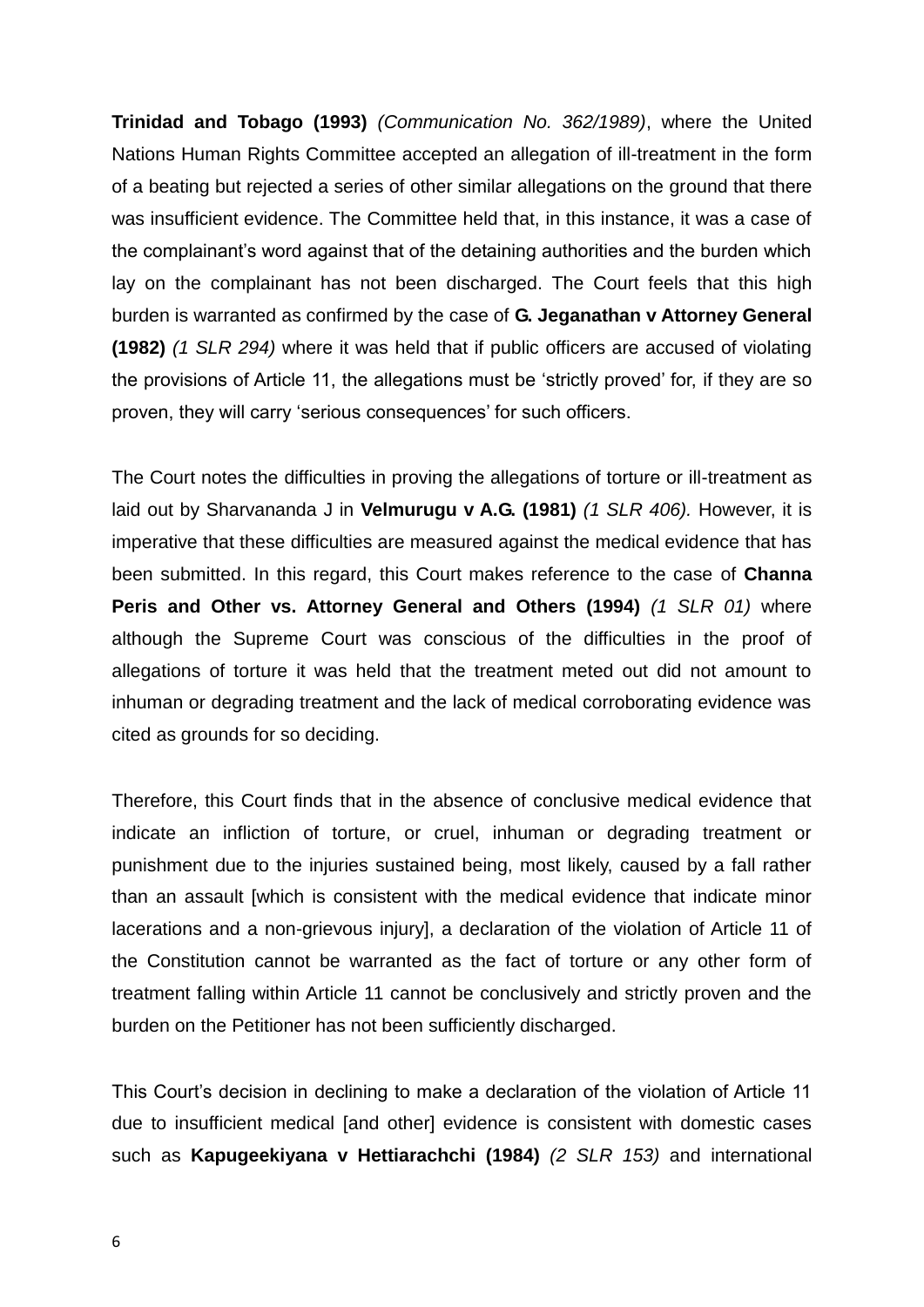**Trinidad and Tobago (1993)** *(Communication No. 362/1989)*, where the United Nations Human Rights Committee accepted an allegation of ill-treatment in the form of a beating but rejected a series of other similar allegations on the ground that there was insufficient evidence. The Committee held that, in this instance, it was a case of the complainant's word against that of the detaining authorities and the burden which lay on the complainant has not been discharged. The Court feels that this high burden is warranted as confirmed by the case of **G. Jeganathan v Attorney General (1982)** *(1 SLR 294)* where it was held that if public officers are accused of violating the provisions of Article 11, the allegations must be 'strictly proved' for, if they are so proven, they will carry 'serious consequences' for such officers.

The Court notes the difficulties in proving the allegations of torture or ill-treatment as laid out by Sharvananda J in **Velmurugu v A.G. (1981)** *(1 SLR 406).* However, it is imperative that these difficulties are measured against the medical evidence that has been submitted. In this regard, this Court makes reference to the case of **Channa Peris and Other vs. Attorney General and Others (1994)** *(1 SLR 01)* where although the Supreme Court was conscious of the difficulties in the proof of allegations of torture it was held that the treatment meted out did not amount to inhuman or degrading treatment and the lack of medical corroborating evidence was cited as grounds for so deciding.

Therefore, this Court finds that in the absence of conclusive medical evidence that indicate an infliction of torture, or cruel, inhuman or degrading treatment or punishment due to the injuries sustained being, most likely, caused by a fall rather than an assault [which is consistent with the medical evidence that indicate minor lacerations and a non-grievous injury], a declaration of the violation of Article 11 of the Constitution cannot be warranted as the fact of torture or any other form of treatment falling within Article 11 cannot be conclusively and strictly proven and the burden on the Petitioner has not been sufficiently discharged.

This Court's decision in declining to make a declaration of the violation of Article 11 due to insufficient medical [and other] evidence is consistent with domestic cases such as **Kapugeekiyana v Hettiarachchi (1984)** *(2 SLR 153)* and international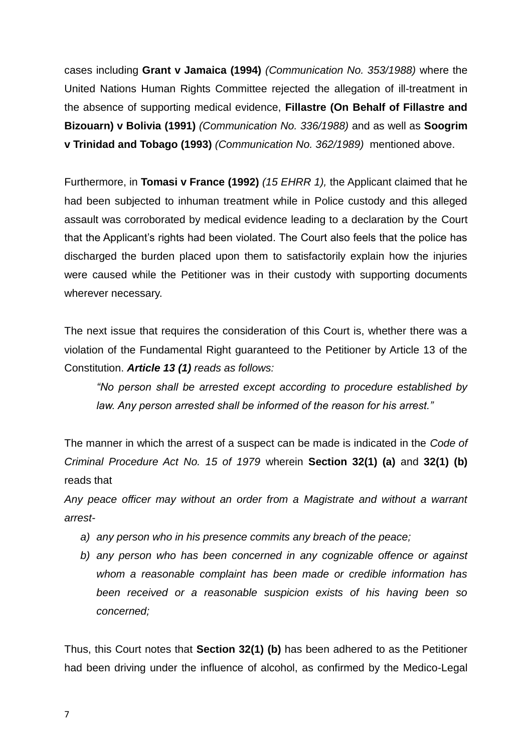cases including **Grant v Jamaica (1994)** *(Communication No. 353/1988)* where the United Nations Human Rights Committee rejected the allegation of ill-treatment in the absence of supporting medical evidence, **Fillastre (On Behalf of Fillastre and Bizouarn) v Bolivia (1991)** *(Communication No. 336/1988)* and as well as **Soogrim v Trinidad and Tobago (1993)** *(Communication No. 362/1989)* mentioned above.

Furthermore, in **Tomasi v France (1992)** *(15 EHRR 1),* the Applicant claimed that he had been subjected to inhuman treatment while in Police custody and this alleged assault was corroborated by medical evidence leading to a declaration by the Court that the Applicant's rights had been violated. The Court also feels that the police has discharged the burden placed upon them to satisfactorily explain how the injuries were caused while the Petitioner was in their custody with supporting documents wherever necessary.

The next issue that requires the consideration of this Court is, whether there was a violation of the Fundamental Right guaranteed to the Petitioner by Article 13 of the Constitution. ***Article 13 (1)*** *reads as follows:*

> *"No person shall be arrested except according to procedure established by law. Any person arrested shall be informed of the reason for his arrest."*

The manner in which the arrest of a suspect can be made is indicated in the *Code of Criminal Procedure Act No. 15 of 1979* wherein **Section 32(1) (a)** and **32(1) (b)** reads that

*Any peace officer may without an order from a Magistrate and without a warrant arrest-*

a) *any person who in his presence commits any breach of the peace;*
b) *any person who has been concerned in any cognizable offence or against whom a reasonable complaint has been made or credible information has been received or a reasonable suspicion exists of his having been so concerned;*

Thus, this Court notes that **Section 32(1) (b)** has been adhered to as the Petitioner had been driving under the influence of alcohol, as confirmed by the Medico-Legal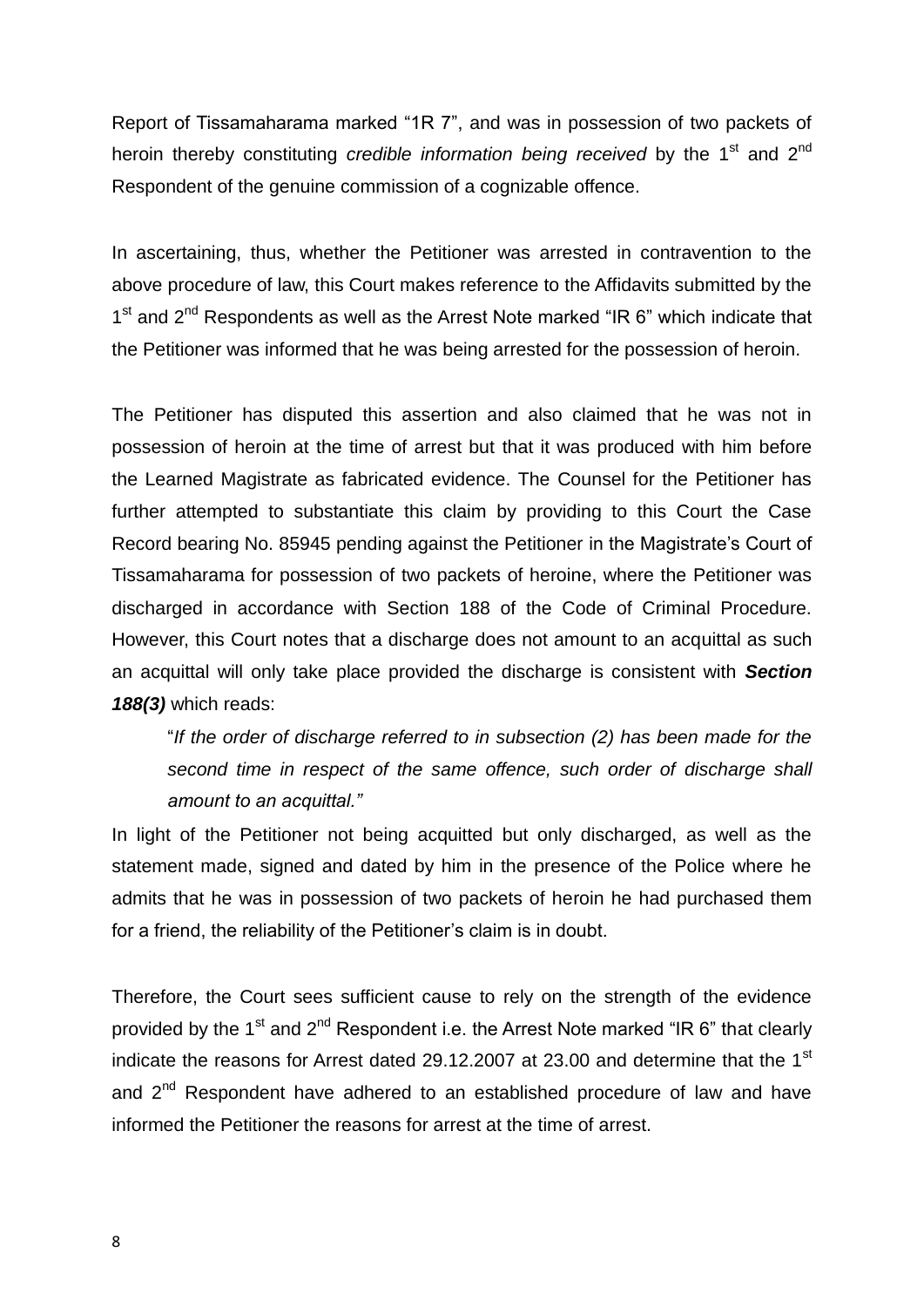Report of Tissamaharama marked "1R 7", and was in possession of two packets of heroin thereby constituting *credible information being received* by the 1st and 2nd Respondent of the genuine commission of a cognizable offence.

In ascertaining, thus, whether the Petitioner was arrested in contravention to the above procedure of law, this Court makes reference to the Affidavits submitted by the 1st and 2nd Respondents as well as the Arrest Note marked "IR 6" which indicate that the Petitioner was informed that he was being arrested for the possession of heroin.

The Petitioner has disputed this assertion and also claimed that he was not in possession of heroin at the time of arrest but that it was produced with him before the Learned Magistrate as fabricated evidence. The Counsel for the Petitioner has further attempted to substantiate this claim by providing to this Court the Case Record bearing No. 85945 pending against the Petitioner in the Magistrate's Court of Tissamaharama for possession of two packets of heroine, where the Petitioner was discharged in accordance with Section 188 of the Code of Criminal Procedure. However, this Court notes that a discharge does not amount to an acquittal as such an acquittal will only take place provided the discharge is consistent with ***Section 188(3)*** which reads:

> "*If the order of discharge referred to in subsection (2) has been made for the second time in respect of the same offence, such order of discharge shall amount to an acquittal."*

In light of the Petitioner not being acquitted but only discharged, as well as the statement made, signed and dated by him in the presence of the Police where he admits that he was in possession of two packets of heroin he had purchased them for a friend, the reliability of the Petitioner's claim is in doubt.

Therefore, the Court sees sufficient cause to rely on the strength of the evidence provided by the 1st and 2nd Respondent i.e. the Arrest Note marked "IR 6" that clearly indicate the reasons for Arrest dated 29.12.2007 at 23.00 and determine that the 1st and 2nd Respondent have adhered to an established procedure of law and have informed the Petitioner the reasons for arrest at the time of arrest.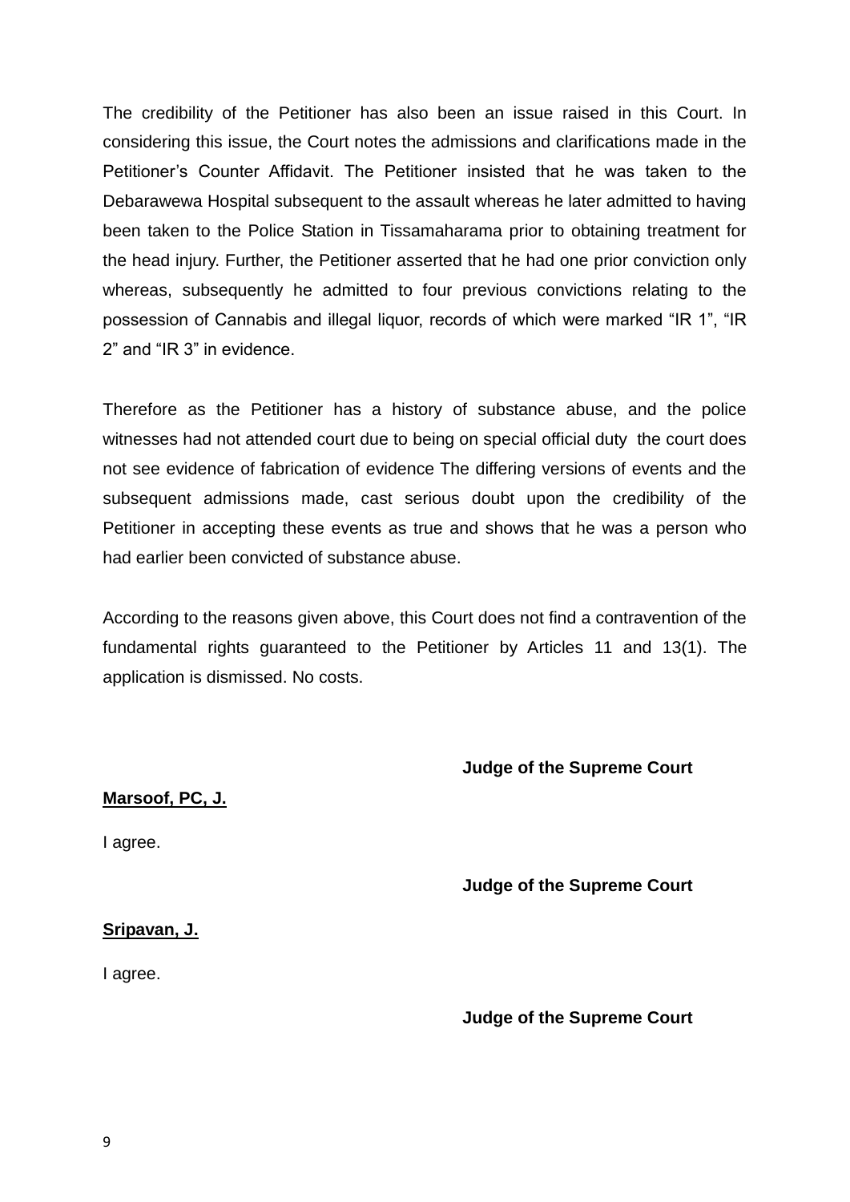The credibility of the Petitioner has also been an issue raised in this Court. In considering this issue, the Court notes the admissions and clarifications made in the Petitioner's Counter Affidavit. The Petitioner insisted that he was taken to the Debarawewa Hospital subsequent to the assault whereas he later admitted to having been taken to the Police Station in Tissamaharama prior to obtaining treatment for the head injury. Further, the Petitioner asserted that he had one prior conviction only whereas, subsequently he admitted to four previous convictions relating to the possession of Cannabis and illegal liquor, records of which were marked "IR 1", "IR 2" and "IR 3" in evidence.

Therefore as the Petitioner has a history of substance abuse, and the police witnesses had not attended court due to being on special official duty the court does not see evidence of fabrication of evidence The differing versions of events and the subsequent admissions made, cast serious doubt upon the credibility of the Petitioner in accepting these events as true and shows that he was a person who had earlier been convicted of substance abuse.

According to the reasons given above, this Court does not find a contravention of the fundamental rights guaranteed to the Petitioner by Articles 11 and 13(1). The application is dismissed. No costs.

**Judge of the Supreme Court**

**<u>Marsoof, PC, J.</u>**

I agree.

**Judge of the Supreme Court**

**<u>Sripavan, J.</u>**

I agree.

**Judge of the Supreme Court**